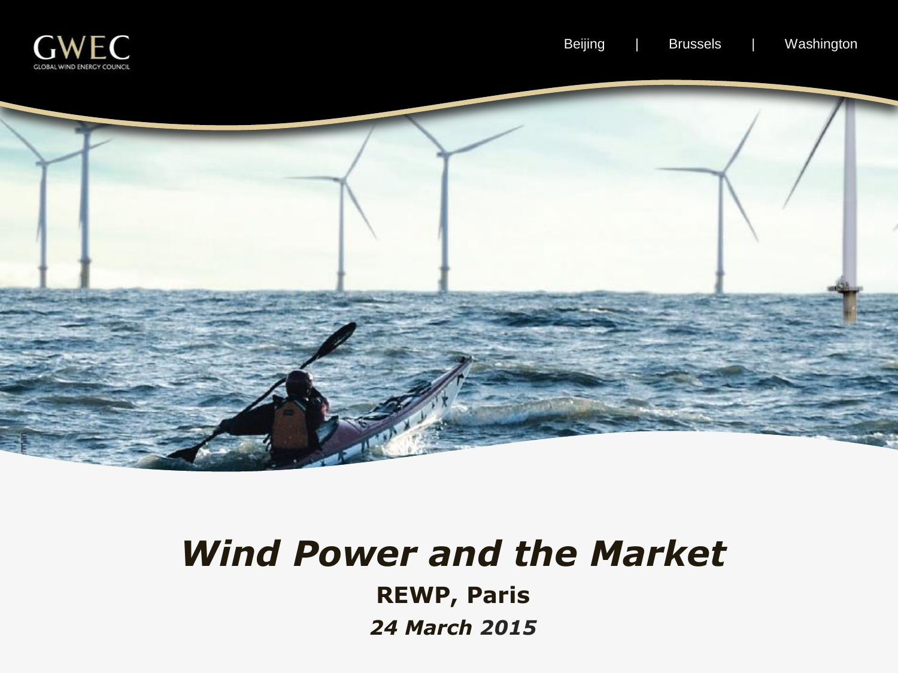GWEC

GLOBAL WIND ENERGY COUNCIL

Beijing | Brussels | Washington

# *Wind Power and the Market*

**REWP, Paris**

***24 March 2015***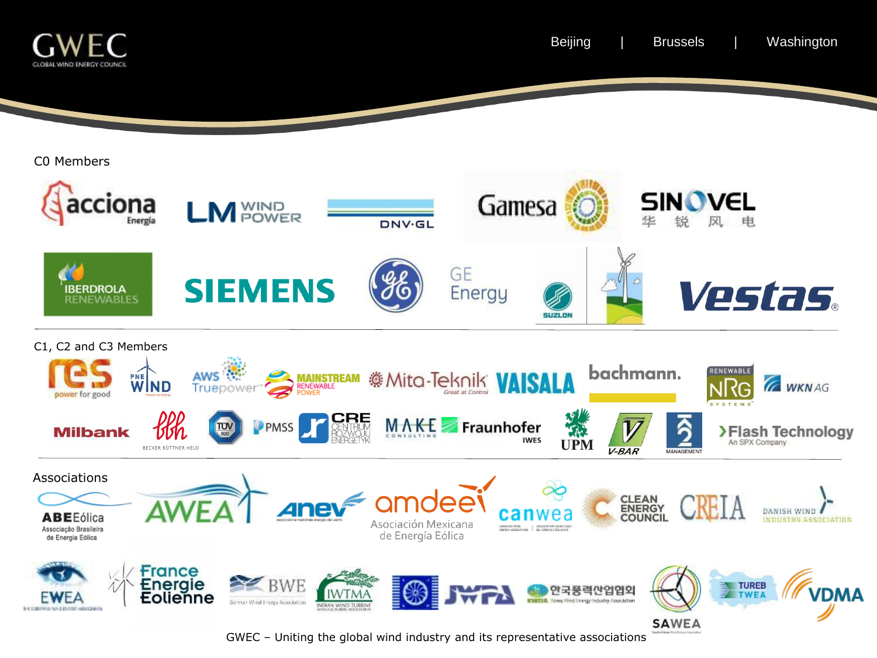## C0 Members

## C1, C2 and C3 Members

## Associations

GWEC – Uniting the global wind industry and its representative associations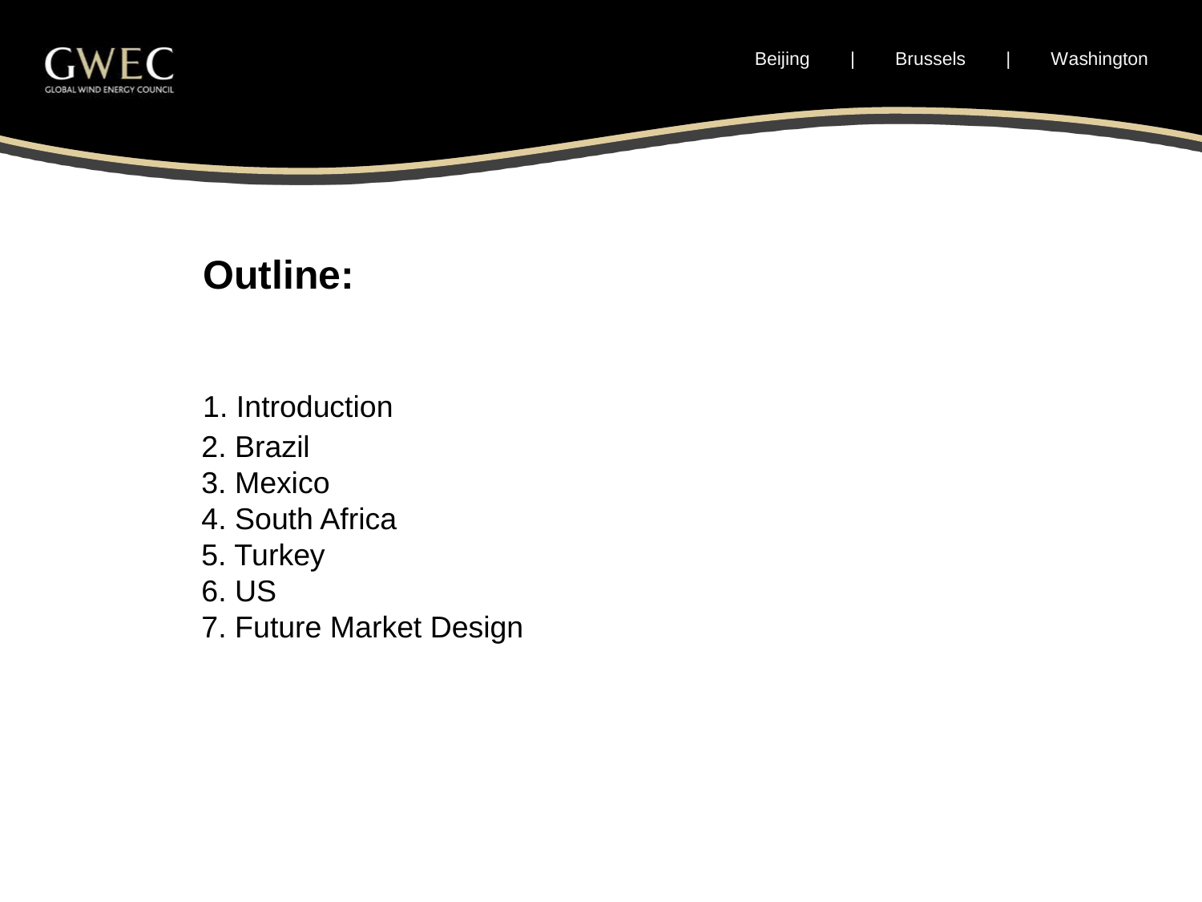## Outline:

1. Introduction
2. Brazil
3. Mexico
4. South Africa
5. Turkey
6. US
7. Future Market Design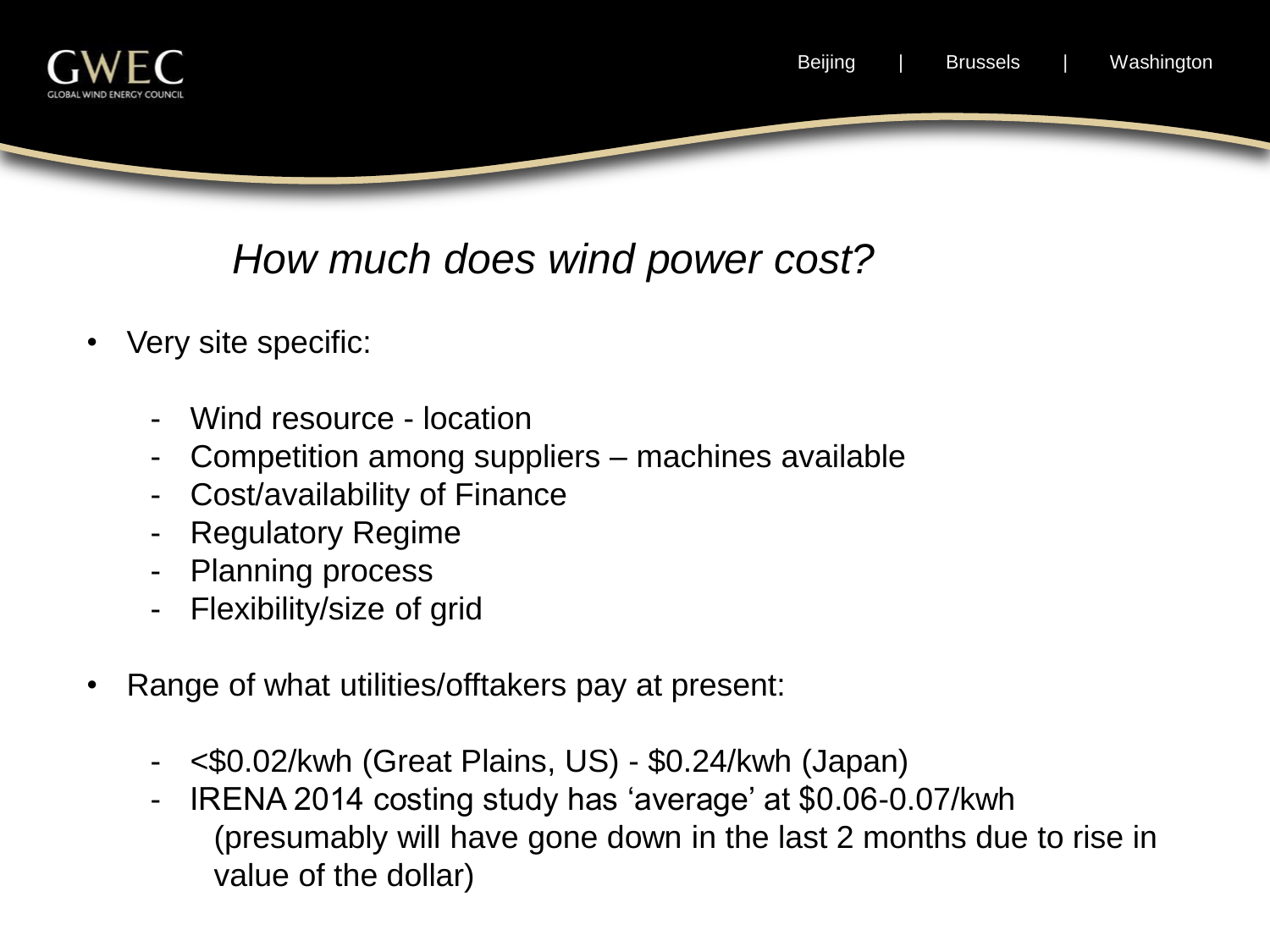# *How much does wind power cost?*

- Very site specific:
  - Wind resource - location
  - Competition among suppliers – machines available
  - Cost/availability of Finance
  - Regulatory Regime
  - Planning process
  - Flexibility/size of grid

- Range of what utilities/offtakers pay at present:
  - <$0.02/kwh (Great Plains, US) - $0.24/kwh (Japan)
  - IRENA 2014 costing study has 'average' at $0.06-0.07/kwh (presumably will have gone down in the last 2 months due to rise in value of the dollar)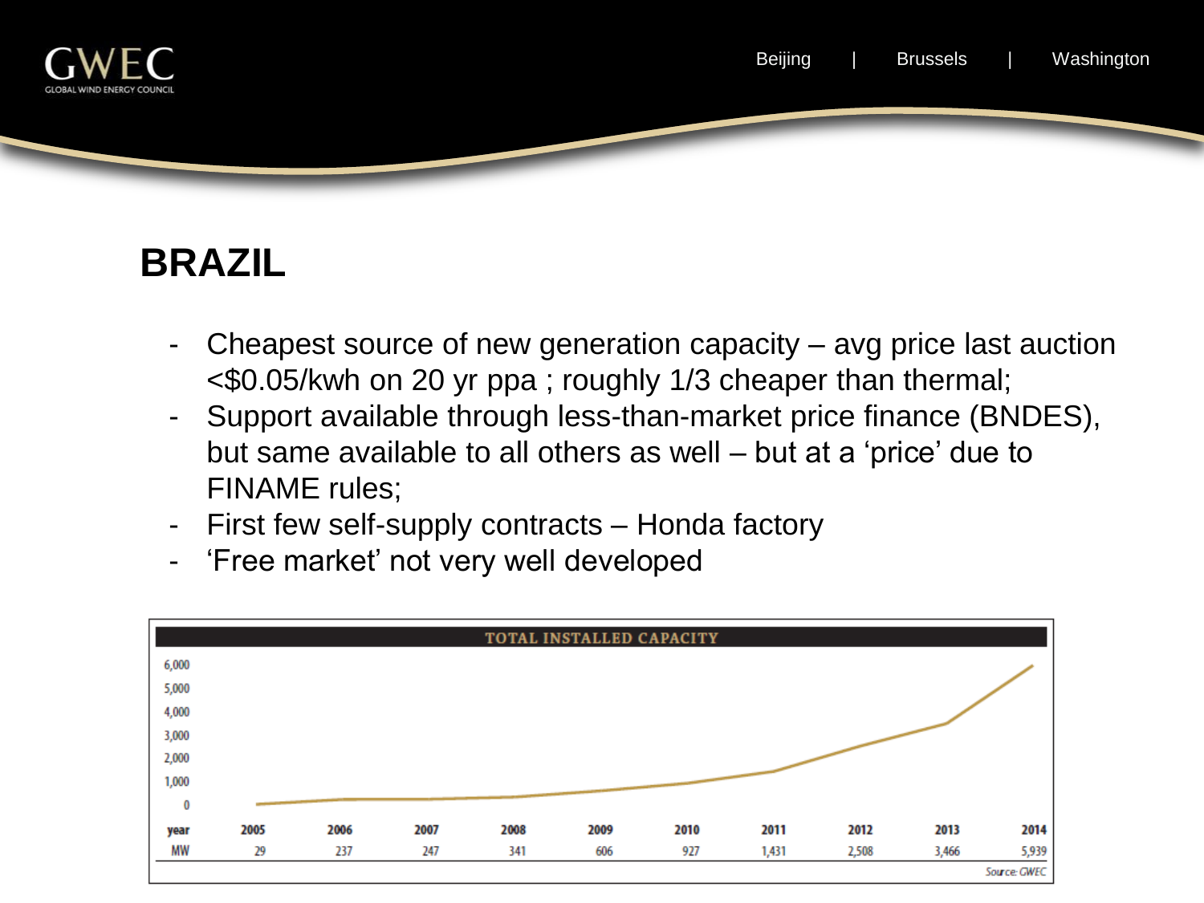# BRAZIL

- Cheapest source of new generation capacity – avg price last auction <$0.05/kwh on 20 yr ppa ; roughly 1/3 cheaper than thermal;
- Support available through less-than-market price finance (BNDES), but same available to all others as well – but at a 'price' due to FINAME rules;
- First few self-supply contracts – Honda factory
- 'Free market' not very well developed

**TOTAL INSTALLED CAPACITY**

| year | 2005 | 2006 | 2007 | 2008 | 2009 | 2010 | 2011 | 2012 | 2013 | 2014 |
|---|---|---|---|---|---|---|---|---|---|---|
| MW | 29 | 237 | 247 | 341 | 606 | 927 | 1,431 | 2,508 | 3,466 | 5,939 |

Source: GWEC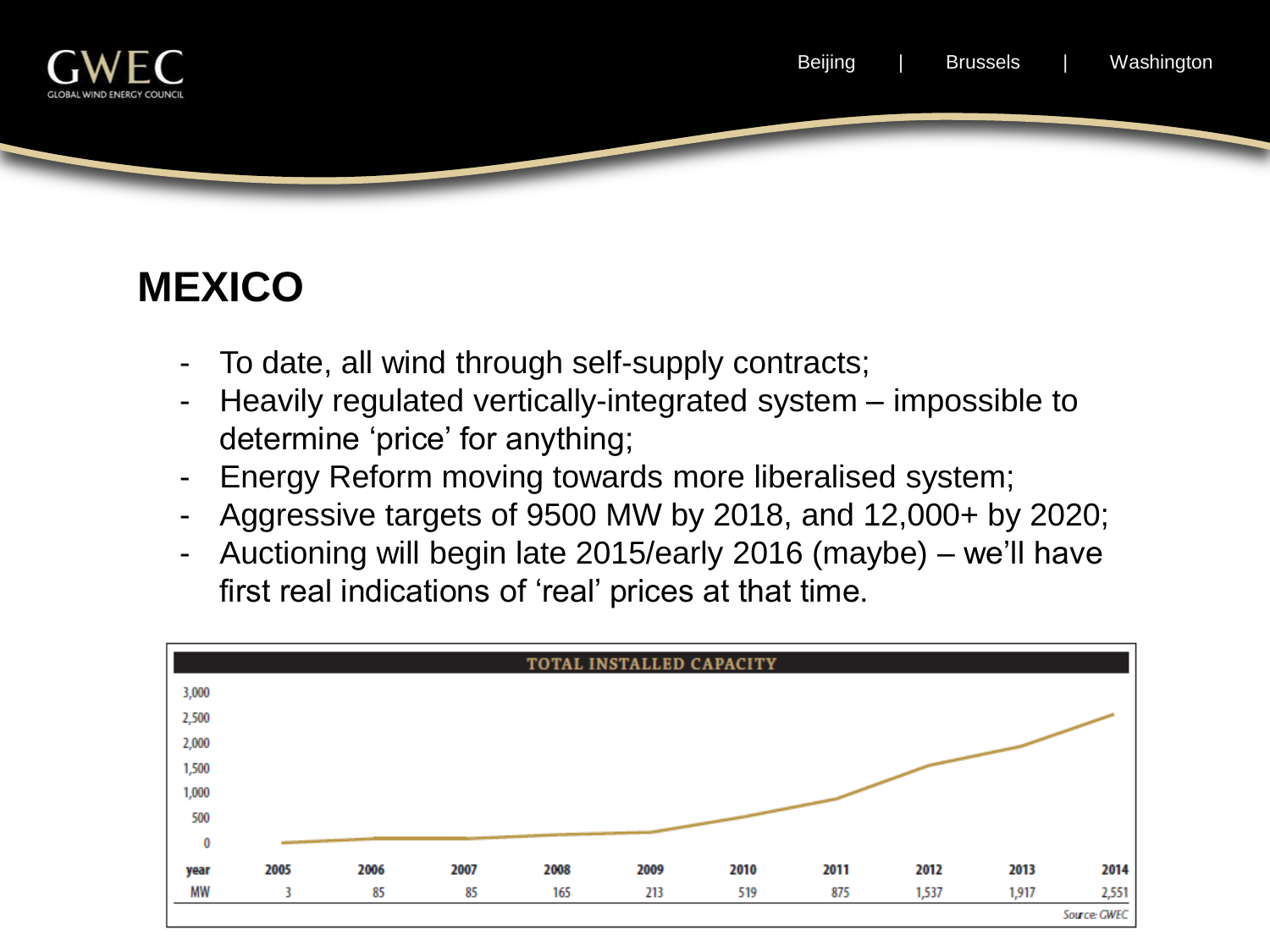# MEXICO

- To date, all wind through self-supply contracts;
- Heavily regulated vertically-integrated system – impossible to determine 'price' for anything;
- Energy Reform moving towards more liberalised system;
- Aggressive targets of 9500 MW by 2018, and 12,000+ by 2020;
- Auctioning will begin late 2015/early 2016 (maybe) – we'll have first real indications of 'real' prices at that time.

**TOTAL INSTALLED CAPACITY**

| year | 2005 | 2006 | 2007 | 2008 | 2009 | 2010 | 2011 | 2012 | 2013 | 2014 |
|---|---|---|---|---|---|---|---|---|---|---|
| MW | 3 | 85 | 85 | 165 | 213 | 519 | 875 | 1,537 | 1,917 | 2,551 |

Source: GWEC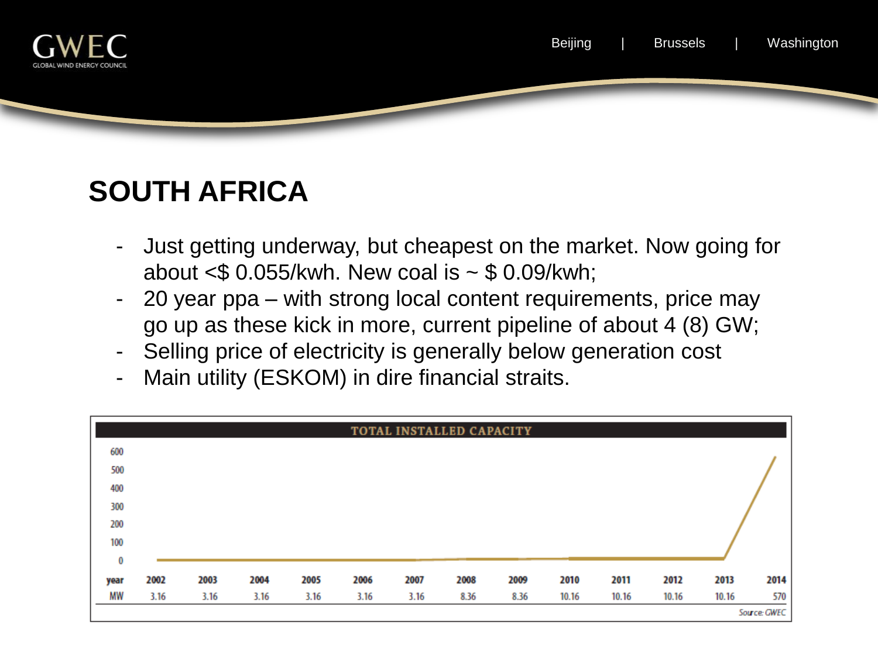# SOUTH AFRICA

- Just getting underway, but cheapest on the market. Now going for about <$ 0.055/kwh. New coal is ~ $ 0.09/kwh;
- 20 year ppa – with strong local content requirements, price may go up as these kick in more, current pipeline of about 4 (8) GW;
- Selling price of electricity is generally below generation cost
- Main utility (ESKOM) in dire financial straits.

**TOTAL INSTALLED CAPACITY**

| year | 2002 | 2003 | 2004 | 2005 | 2006 | 2007 | 2008 | 2009 | 2010 | 2011 | 2012 | 2013 | 2014 |
|---|---|---|---|---|---|---|---|---|---|---|---|---|---|
| MW | 3.16 | 3.16 | 3.16 | 3.16 | 3.16 | 3.16 | 8.36 | 8.36 | 10.16 | 10.16 | 10.16 | 10.16 | 570 |

Source: GWEC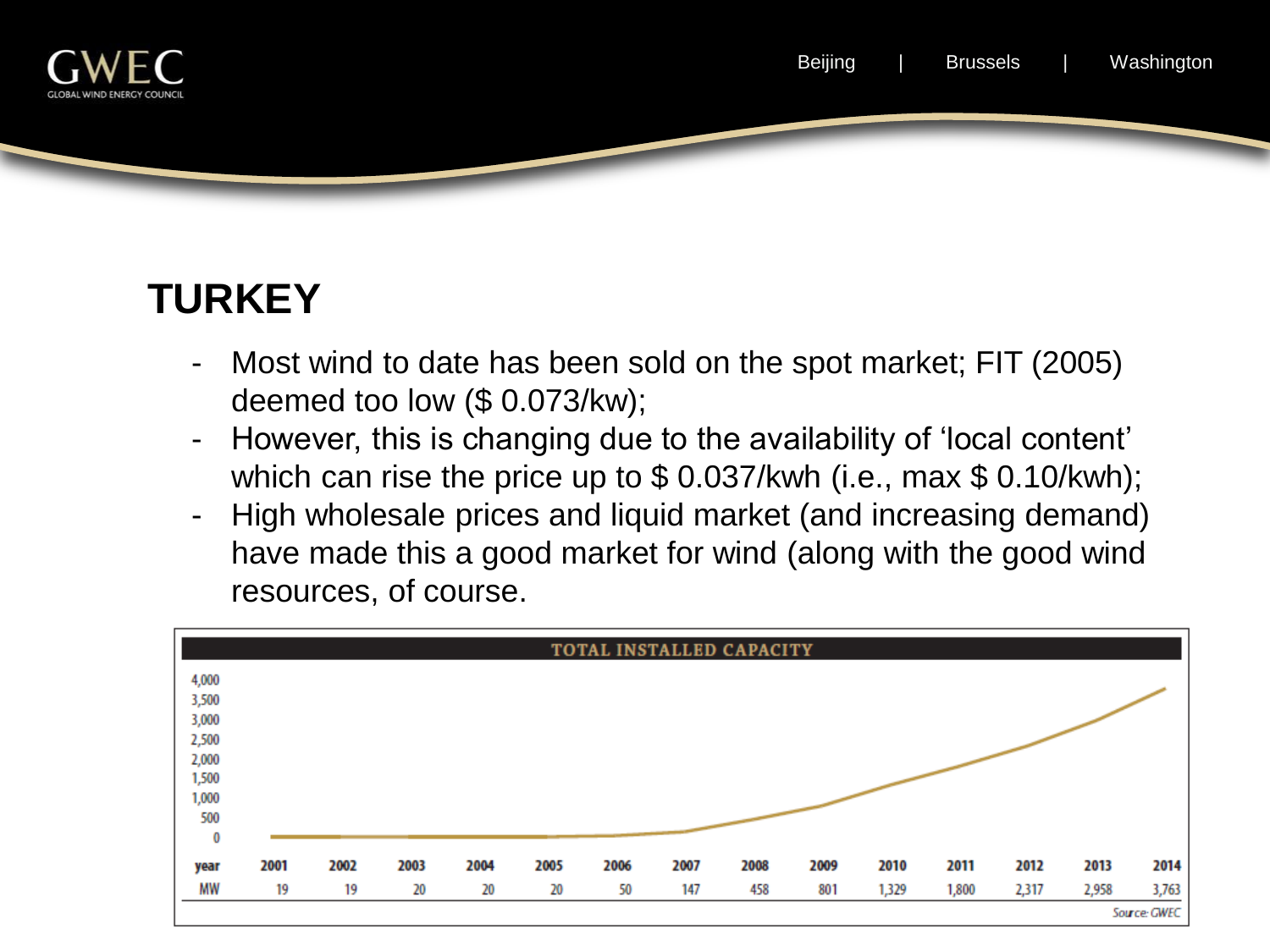# TURKEY

- Most wind to date has been sold on the spot market; FIT (2005) deemed too low ($ 0.073/kw);
- However, this is changing due to the availability of 'local content' which can rise the price up to $ 0.037/kwh (i.e., max $ 0.10/kwh);
- High wholesale prices and liquid market (and increasing demand) have made this a good market for wind (along with the good wind resources, of course.

**TOTAL INSTALLED CAPACITY**

| year | 2001 | 2002 | 2003 | 2004 | 2005 | 2006 | 2007 | 2008 | 2009 | 2010 | 2011 | 2012 | 2013 | 2014 |
|---|---|---|---|---|---|---|---|---|---|---|---|---|---|---|
| MW | 19 | 19 | 20 | 20 | 20 | 50 | 147 | 458 | 801 | 1,329 | 1,800 | 2,317 | 2,958 | 3,763 |

Source: GWEC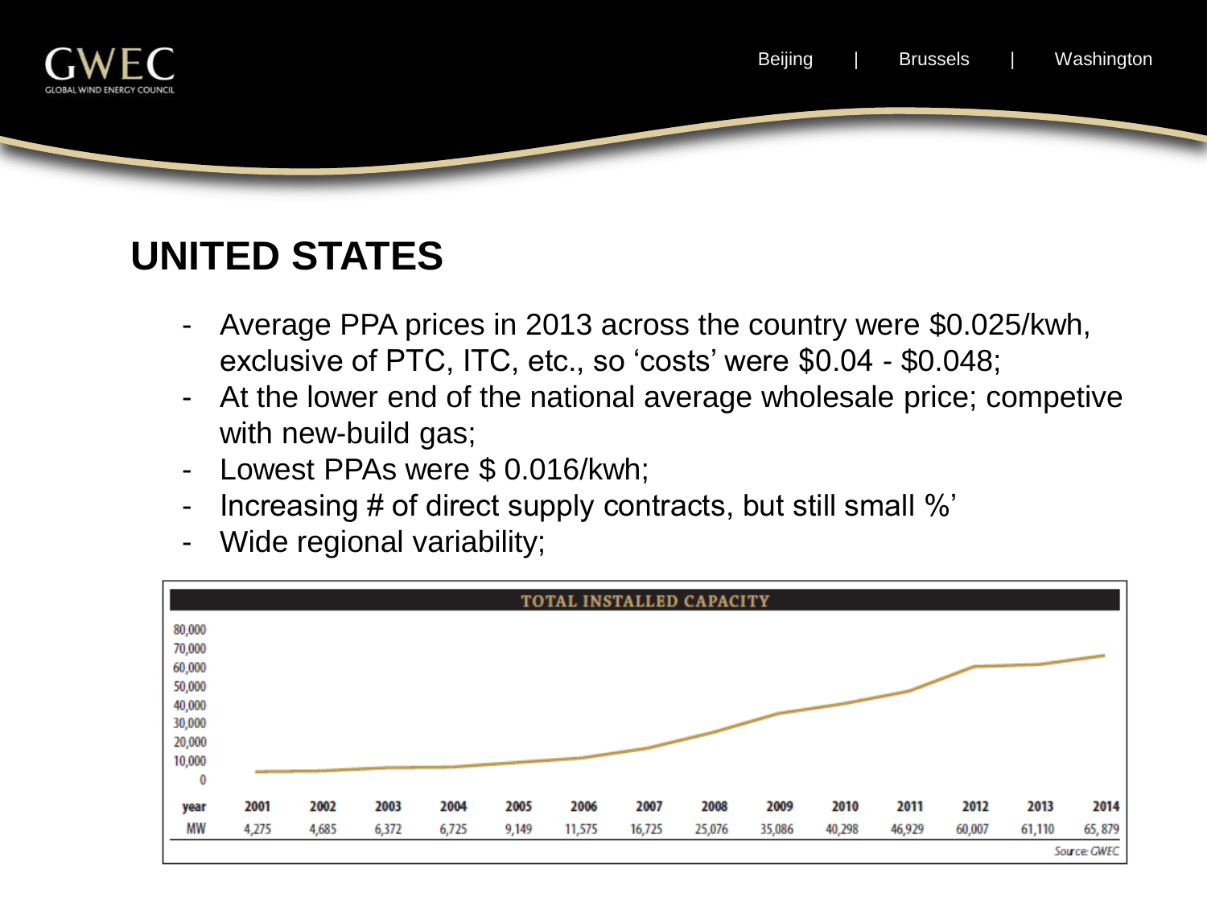## UNITED STATES

- Average PPA prices in 2013 across the country were $0.025/kwh, exclusive of PTC, ITC, etc., so 'costs' were $0.04 - $0.048;
- At the lower end of the national average wholesale price; competive with new-build gas;
- Lowest PPAs were $ 0.016/kwh;
- Increasing # of direct supply contracts, but still small %'
- Wide regional variability;

**TOTAL INSTALLED CAPACITY**

| year | 2001 | 2002 | 2003 | 2004 | 2005 | 2006 | 2007 | 2008 | 2009 | 2010 | 2011 | 2012 | 2013 | 2014 |
|---|---|---|---|---|---|---|---|---|---|---|---|---|---|---|
| MW | 4,275 | 4,685 | 6,372 | 6,725 | 9,149 | 11,575 | 16,725 | 25,076 | 35,086 | 40,298 | 46,929 | 60,007 | 61,110 | 65,879 |

Source: GWEC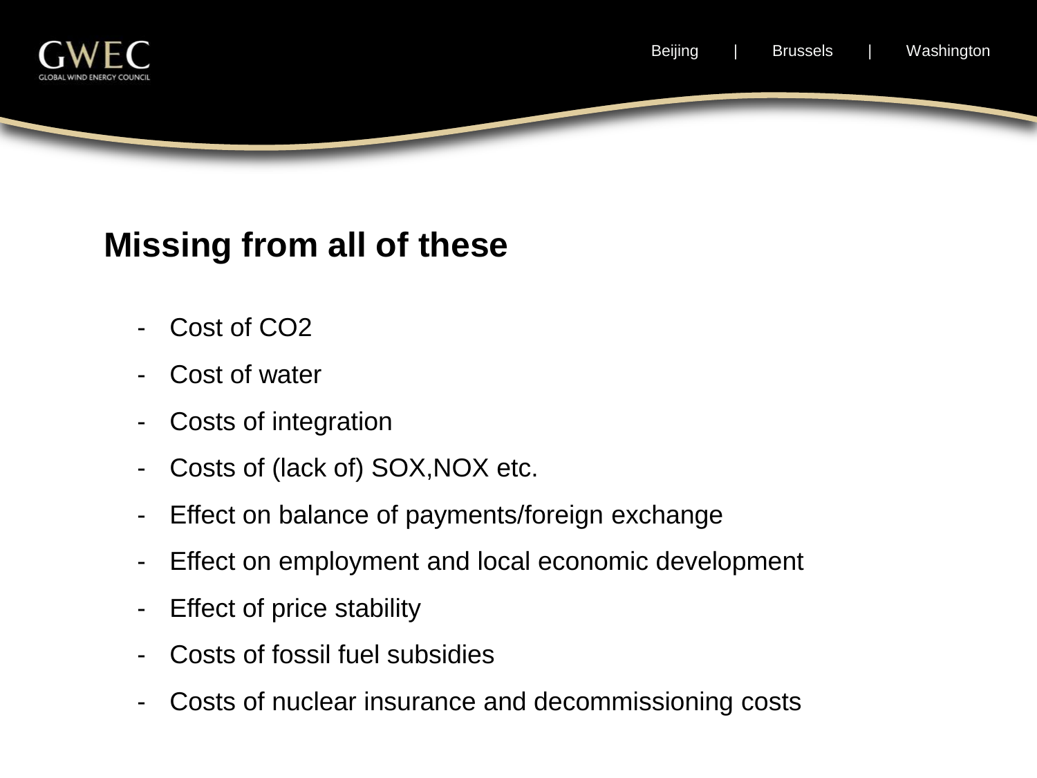## Missing from all of these

- Cost of $CO_2$
- Cost of water
- Costs of integration
- Costs of (lack of) SOX,NOX etc.
- Effect on balance of payments/foreign exchange
- Effect on employment and local economic development
- Effect of price stability
- Costs of fossil fuel subsidies
- Costs of nuclear insurance and decommissioning costs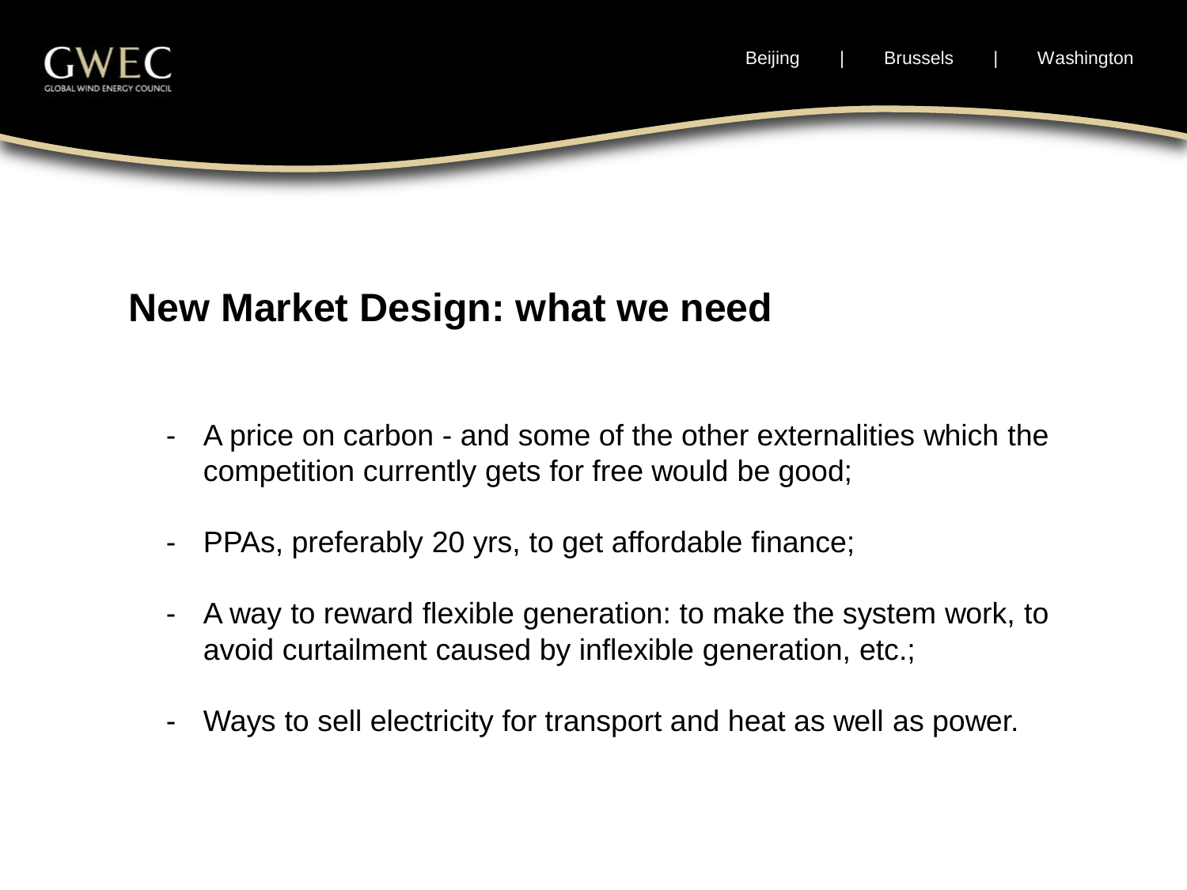## New Market Design: what we need

- A price on carbon - and some of the other externalities which the competition currently gets for free would be good;
- PPAs, preferably 20 yrs, to get affordable finance;
- A way to reward flexible generation: to make the system work, to avoid curtailment caused by inflexible generation, etc.;
- Ways to sell electricity for transport and heat as well as power.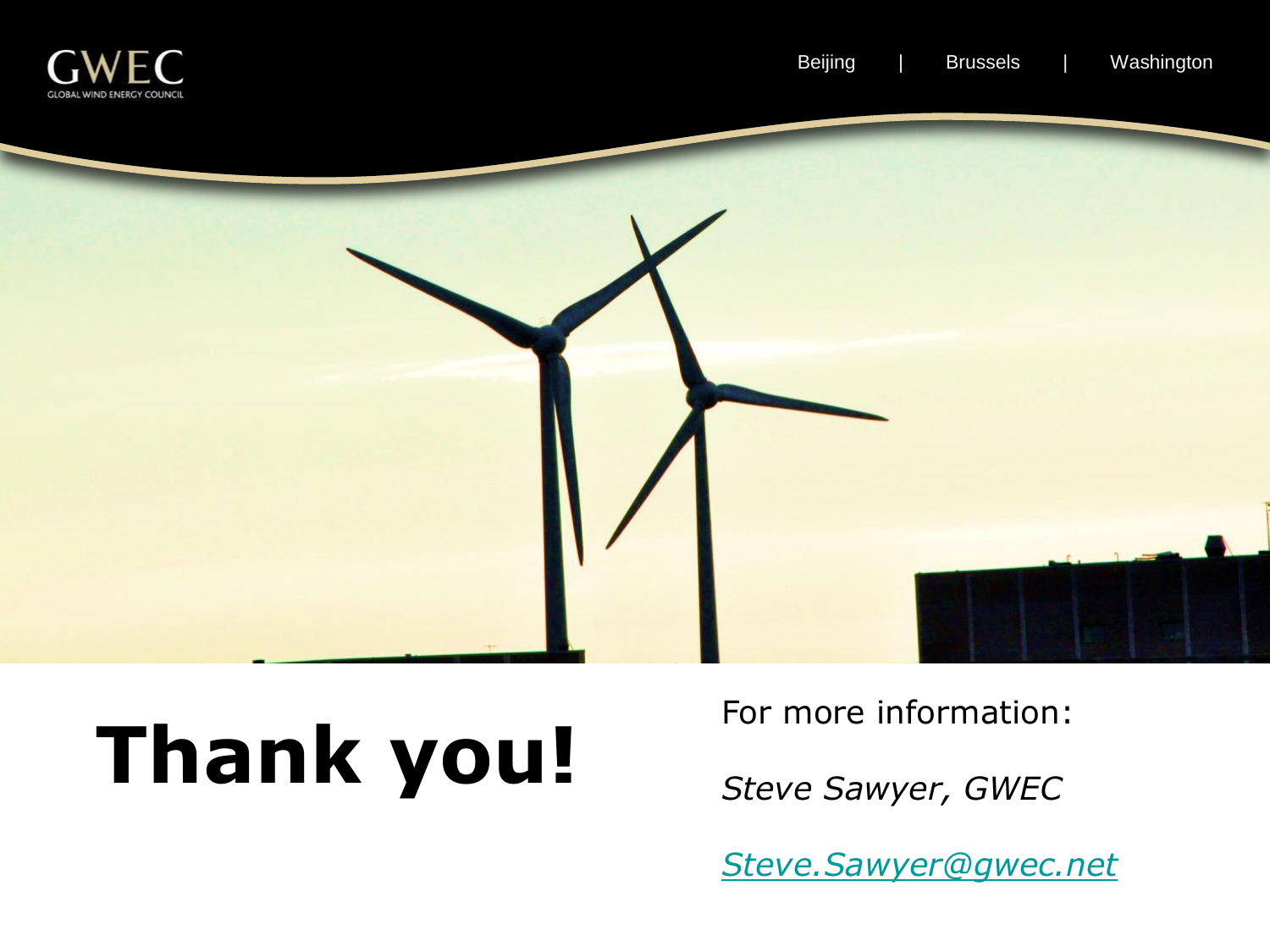# Thank you!

For more information:

*Steve Sawyer, GWEC*

*Steve.Sawyer@gwec.net*